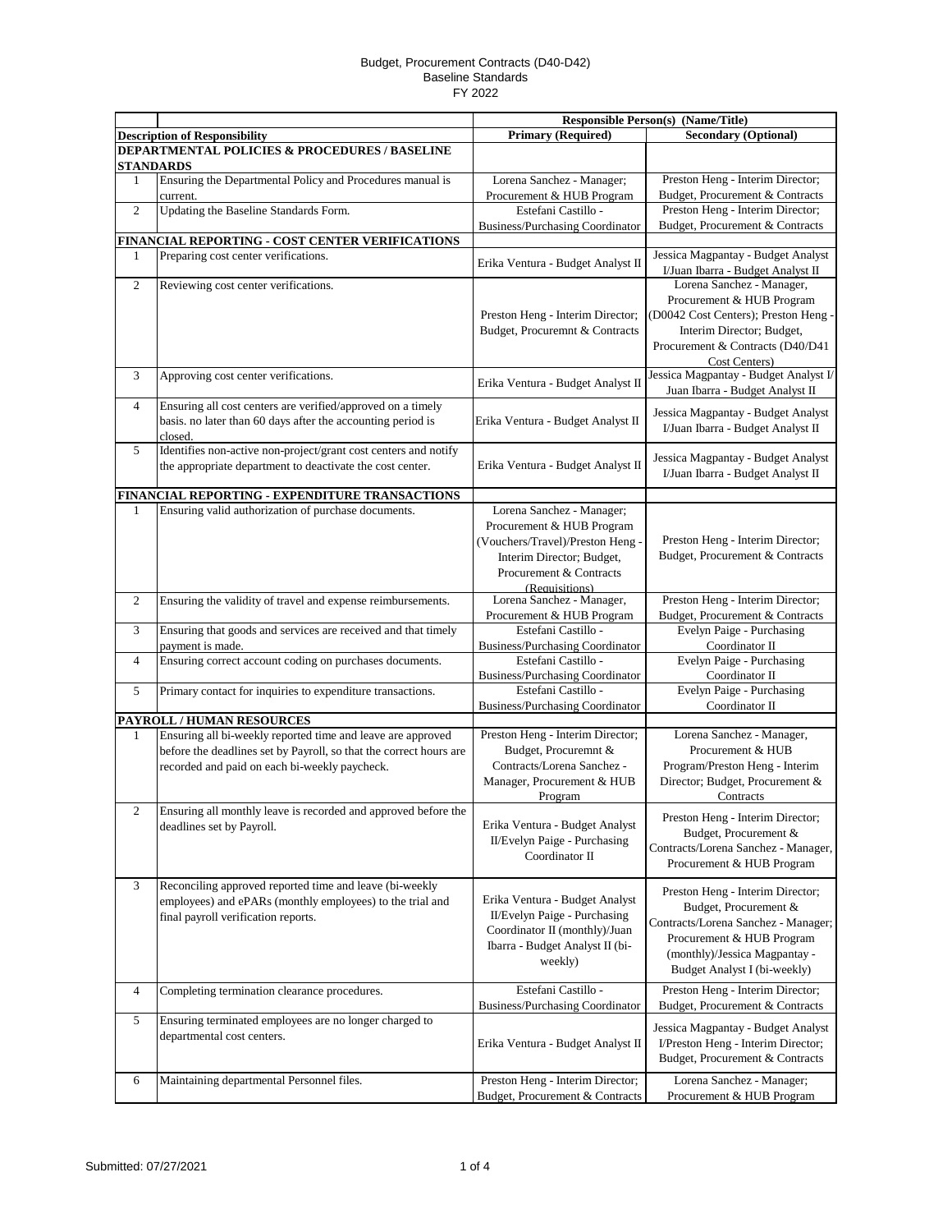Budget, Procurement Contracts (D40-D42)
Baseline Standards
FY 2022

| | | Responsible Person(s) (Name/Title) | |
|---|---|---|---|
| | **Description of Responsibility** | **Primary (Required)** | **Secondary (Optional)** |
| **DEPARTMENTAL POLICIES & PROCEDURES / BASELINE STANDARDS** | | | |
| 1 | Ensuring the Departmental Policy and Procedures manual is current. | Lorena Sanchez - Manager; Procurement & HUB Program | Preston Heng - Interim Director; Budget, Procurement & Contracts |
| 2 | Updating the Baseline Standards Form. | Estefani Castillo - Business/Purchasing Coordinator | Preston Heng - Interim Director; Budget, Procurement & Contracts |
| **FINANCIAL REPORTING - COST CENTER VERIFICATIONS** | | | |
| 1 | Preparing cost center verifications. | Erika Ventura - Budget Analyst II | Jessica Magpantay - Budget Analyst I/Juan Ibarra - Budget Analyst II |
| 2 | Reviewing cost center verifications. | Preston Heng - Interim Director; Budget, Procuremnt & Contracts | Lorena Sanchez - Manager, Procurement & HUB Program (D0042 Cost Centers); Preston Heng - Interim Director; Budget, Procurement & Contracts (D40/D41 Cost Centers) |
| 3 | Approving cost center verifications. | Erika Ventura - Budget Analyst II | Jessica Magpantay - Budget Analyst I/ Juan Ibarra - Budget Analyst II |
| 4 | Ensuring all cost centers are verified/approved on a timely basis. no later than 60 days after the accounting period is closed. | Erika Ventura - Budget Analyst II | Jessica Magpantay - Budget Analyst I/Juan Ibarra - Budget Analyst II |
| 5 | Identifies non-active non-project/grant cost centers and notify the appropriate department to deactivate the cost center. | Erika Ventura - Budget Analyst II | Jessica Magpantay - Budget Analyst I/Juan Ibarra - Budget Analyst II |
| **FINANCIAL REPORTING - EXPENDITURE TRANSACTIONS** | | | |
| 1 | Ensuring valid authorization of purchase documents. | Lorena Sanchez - Manager; Procurement & HUB Program (Vouchers/Travel)/Preston Heng - Interim Director; Budget, Procurement & Contracts (Requisitions) | Preston Heng - Interim Director; Budget, Procurement & Contracts |
| 2 | Ensuring the validity of travel and expense reimbursements. | Lorena Sanchez - Manager, Procurement & HUB Program | Preston Heng - Interim Director; Budget, Procurement & Contracts |
| 3 | Ensuring that goods and services are received and that timely payment is made. | Estefani Castillo - Business/Purchasing Coordinator | Evelyn Paige - Purchasing Coordinator II |
| 4 | Ensuring correct account coding on purchases documents. | Estefani Castillo - Business/Purchasing Coordinator | Evelyn Paige - Purchasing Coordinator II |
| 5 | Primary contact for inquiries to expenditure transactions. | Estefani Castillo - Business/Purchasing Coordinator | Evelyn Paige - Purchasing Coordinator II |
| **PAYROLL / HUMAN RESOURCES** | | | |
| 1 | Ensuring all bi-weekly reported time and leave are approved before the deadlines set by Payroll, so that the correct hours are recorded and paid on each bi-weekly paycheck. | Preston Heng - Interim Director; Budget, Procuremnt & Contracts/Lorena Sanchez - Manager, Procurement & HUB Program | Lorena Sanchez - Manager, Procurement & HUB Program/Preston Heng - Interim Director; Budget, Procurement & Contracts |
| 2 | Ensuring all monthly leave is recorded and approved before the deadlines set by Payroll. | Erika Ventura - Budget Analyst II/Evelyn Paige - Purchasing Coordinator II | Preston Heng - Interim Director; Budget, Procurement & Contracts/Lorena Sanchez - Manager, Procurement & HUB Program |
| 3 | Reconciling approved reported time and leave (bi-weekly employees) and ePARs (monthly employees) to the trial and final payroll verification reports. | Erika Ventura - Budget Analyst II/Evelyn Paige - Purchasing Coordinator II (monthly)/Juan Ibarra - Budget Analyst II (bi-weekly) | Preston Heng - Interim Director; Budget, Procurement & Contracts/Lorena Sanchez - Manager; Procurement & HUB Program (monthly)/Jessica Magpantay - Budget Analyst I (bi-weekly) |
| 4 | Completing termination clearance procedures. | Estefani Castillo - Business/Purchasing Coordinator | Preston Heng - Interim Director; Budget, Procurement & Contracts |
| 5 | Ensuring terminated employees are no longer charged to departmental cost centers. | Erika Ventura - Budget Analyst II | Jessica Magpantay - Budget Analyst I/Preston Heng - Interim Director; Budget, Procurement & Contracts |
| 6 | Maintaining departmental Personnel files. | Preston Heng - Interim Director; Budget, Procurement & Contracts | Lorena Sanchez - Manager; Procurement & HUB Program |

Submitted: 07/27/2021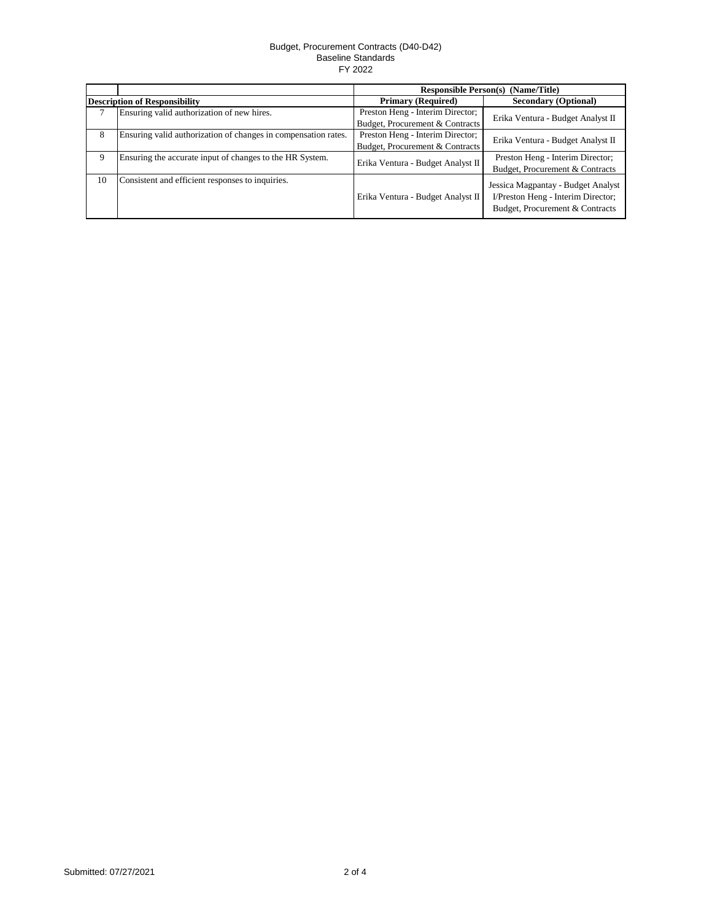Budget, Procurement Contracts (D40-D42)
Baseline Standards
FY 2022

| | | Responsible Person(s) (Name/Title) | |
|---|---|---|---|
| Description of Responsibility | | Primary (Required) | Secondary (Optional) |
| 7 | Ensuring valid authorization of new hires. | Preston Heng - Interim Director; Budget, Procurement & Contracts | Erika Ventura - Budget Analyst II |
| 8 | Ensuring valid authorization of changes in compensation rates. | Preston Heng - Interim Director; Budget, Procurement & Contracts | Erika Ventura - Budget Analyst II |
| 9 | Ensuring the accurate input of changes to the HR System. | Erika Ventura - Budget Analyst II | Preston Heng - Interim Director; Budget, Procurement & Contracts |
| 10 | Consistent and efficient responses to inquiries. | Erika Ventura - Budget Analyst II | Jessica Magpantay - Budget Analyst I/Preston Heng - Interim Director; Budget, Procurement & Contracts |

Submitted: 07/27/2021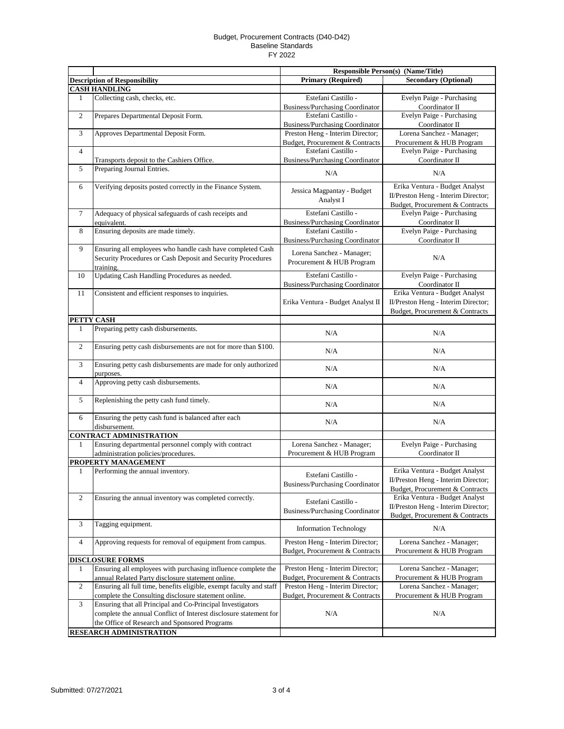Budget, Procurement Contracts (D40-D42)
Baseline Standards
FY 2022

| | | Responsible Person(s) (Name/Title) | |
|---|---|---|---|
| **Description of Responsibility** | | **Primary (Required)** | **Secondary (Optional)** |
| **CASH HANDLING** | | | |
| 1 | Collecting cash, checks, etc. | Estefani Castillo - Business/Purchasing Coordinator | Evelyn Paige - Purchasing Coordinator II |
| 2 | Prepares Departmental Deposit Form. | Estefani Castillo - Business/Purchasing Coordinator | Evelyn Paige - Purchasing Coordinator II |
| 3 | Approves Departmental Deposit Form. | Preston Heng - Interim Director; Budget, Procurement & Contracts | Lorena Sanchez - Manager; Procurement & HUB Program |
| 4 | Transports deposit to the Cashiers Office. | Estefani Castillo - Business/Purchasing Coordinator | Evelyn Paige - Purchasing Coordinator II |
| 5 | Preparing Journal Entries. | N/A | N/A |
| 6 | Verifying deposits posted correctly in the Finance System. | Jessica Magpantay - Budget Analyst I | Erika Ventura - Budget Analyst II/Preston Heng - Interim Director; Budget, Procurement & Contracts |
| 7 | Adequacy of physical safeguards of cash receipts and equivalent. | Estefani Castillo - Business/Purchasing Coordinator | Evelyn Paige - Purchasing Coordinator II |
| 8 | Ensuring deposits are made timely. | Estefani Castillo - Business/Purchasing Coordinator | Evelyn Paige - Purchasing Coordinator II |
| 9 | Ensuring all employees who handle cash have completed Cash Security Procedures or Cash Deposit and Security Procedures training. | Lorena Sanchez - Manager; Procurement & HUB Program | N/A |
| 10 | Updating Cash Handling Procedures as needed. | Estefani Castillo - Business/Purchasing Coordinator | Evelyn Paige - Purchasing Coordinator II |
| 11 | Consistent and efficient responses to inquiries. | Erika Ventura - Budget Analyst II | Erika Ventura - Budget Analyst II/Preston Heng - Interim Director; Budget, Procurement & Contracts |
| **PETTY CASH** | | | |
| 1 | Preparing petty cash disbursements. | N/A | N/A |
| 2 | Ensuring petty cash disbursements are not for more than $100. | N/A | N/A |
| 3 | Ensuring petty cash disbursements are made for only authorized purposes. | N/A | N/A |
| 4 | Approving petty cash disbursements. | N/A | N/A |
| 5 | Replenishing the petty cash fund timely. | N/A | N/A |
| 6 | Ensuring the petty cash fund is balanced after each disbursement. | N/A | N/A |
| **CONTRACT ADMINISTRATION** | | | |
| 1 | Ensuring departmental personnel comply with contract administration policies/procedures. | Lorena Sanchez - Manager; Procurement & HUB Program | Evelyn Paige - Purchasing Coordinator II |
| **PROPERTY MANAGEMENT** | | | |
| 1 | Performing the annual inventory. | Estefani Castillo - Business/Purchasing Coordinator | Erika Ventura - Budget Analyst II/Preston Heng - Interim Director; Budget, Procurement & Contracts |
| 2 | Ensuring the annual inventory was completed correctly. | Estefani Castillo - Business/Purchasing Coordinator | Erika Ventura - Budget Analyst II/Preston Heng - Interim Director; Budget, Procurement & Contracts |
| 3 | Tagging equipment. | Information Technology | N/A |
| 4 | Approving requests for removal of equipment from campus. | Preston Heng - Interim Director; Budget, Procurement & Contracts | Lorena Sanchez - Manager; Procurement & HUB Program |
| **DISCLOSURE FORMS** | | | |
| 1 | Ensuring all employees with purchasing influence complete the annual Related Party disclosure statement online. | Preston Heng - Interim Director; Budget, Procurement & Contracts | Lorena Sanchez - Manager; Procurement & HUB Program |
| 2 | Ensuring all full time, benefits eligible, exempt faculty and staff complete the Consulting disclosure statement online. | Preston Heng - Interim Director; Budget, Procurement & Contracts | Lorena Sanchez - Manager; Procurement & HUB Program |
| 3 | Ensuring that all Principal and Co-Principal Investigators complete the annual Conflict of Interest disclosure statement for the Office of Research and Sponsored Programs | N/A | N/A |
| **RESEARCH ADMINISTRATION** | | | |

Submitted: 07/27/2021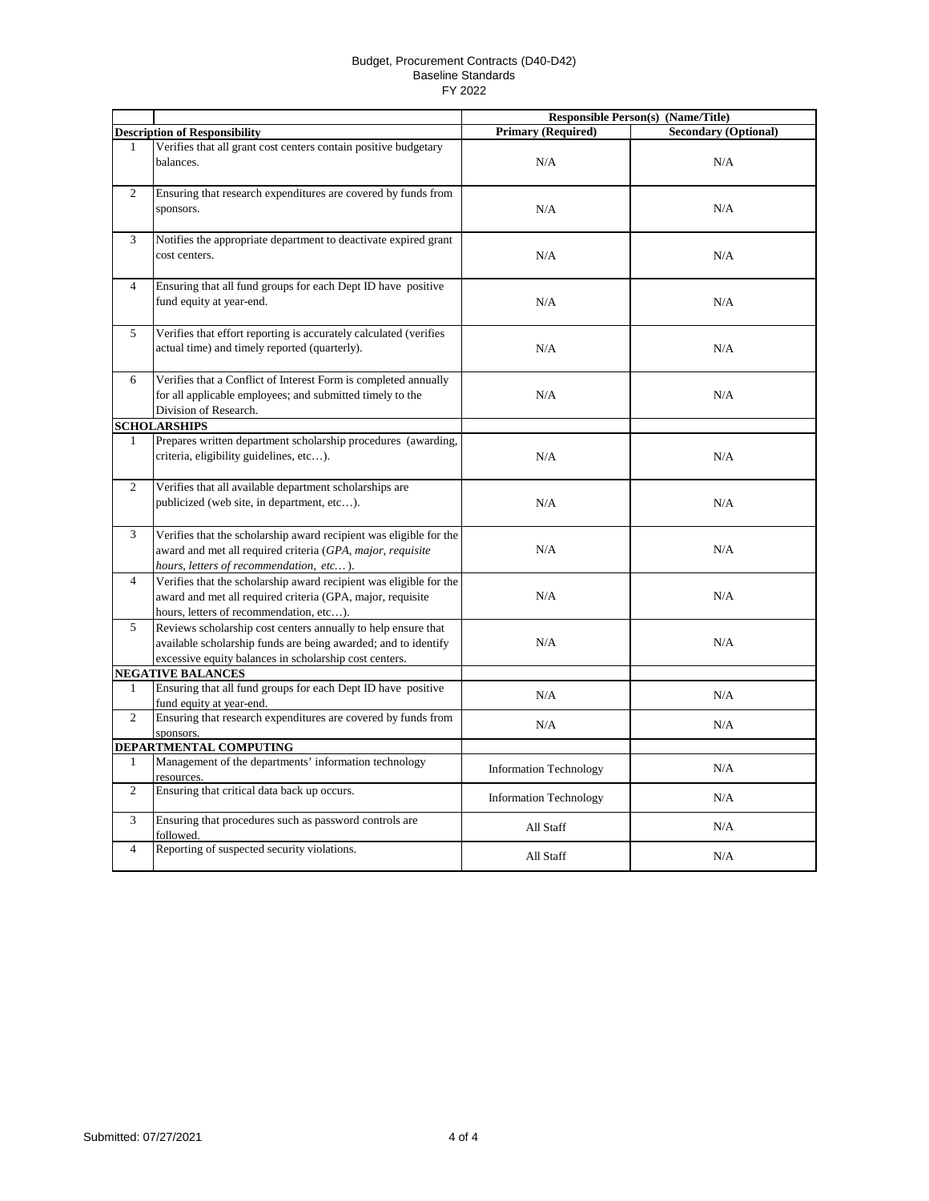Budget, Procurement Contracts (D40-D42)
Baseline Standards
FY 2022

| | | Responsible Person(s) (Name/Title) | |
|---|---|---|---|
| **Description of Responsibility** | | **Primary (Required)** | **Secondary (Optional)** |
| 1 | Verifies that all grant cost centers contain positive budgetary balances. | N/A | N/A |
| 2 | Ensuring that research expenditures are covered by funds from sponsors. | N/A | N/A |
| 3 | Notifies the appropriate department to deactivate expired grant cost centers. | N/A | N/A |
| 4 | Ensuring that all fund groups for each Dept ID have positive fund equity at year-end. | N/A | N/A |
| 5 | Verifies that effort reporting is accurately calculated (verifies actual time) and timely reported (quarterly). | N/A | N/A |
| 6 | Verifies that a Conflict of Interest Form is completed annually for all applicable employees; and submitted timely to the Division of Research. | N/A | N/A |
| **SCHOLARSHIPS** | | | |
| 1 | Prepares written department scholarship procedures (awarding, criteria, eligibility guidelines, etc…). | N/A | N/A |
| 2 | Verifies that all available department scholarships are publicized (web site, in department, etc…). | N/A | N/A |
| 3 | Verifies that the scholarship award recipient was eligible for the award and met all required criteria (*GPA, major, requisite hours, letters of recommendation, etc…*). | N/A | N/A |
| 4 | Verifies that the scholarship award recipient was eligible for the award and met all required criteria (GPA, major, requisite hours, letters of recommendation, etc…). | N/A | N/A |
| 5 | Reviews scholarship cost centers annually to help ensure that available scholarship funds are being awarded; and to identify excessive equity balances in scholarship cost centers. | N/A | N/A |
| **NEGATIVE BALANCES** | | | |
| 1 | Ensuring that all fund groups for each Dept ID have positive fund equity at year-end. | N/A | N/A |
| 2 | Ensuring that research expenditures are covered by funds from sponsors. | N/A | N/A |
| **DEPARTMENTAL COMPUTING** | | | |
| 1 | Management of the departments' information technology resources. | Information Technology | N/A |
| 2 | Ensuring that critical data back up occurs. | Information Technology | N/A |
| 3 | Ensuring that procedures such as password controls are followed. | All Staff | N/A |
| 4 | Reporting of suspected security violations. | All Staff | N/A |

Submitted: 07/27/2021